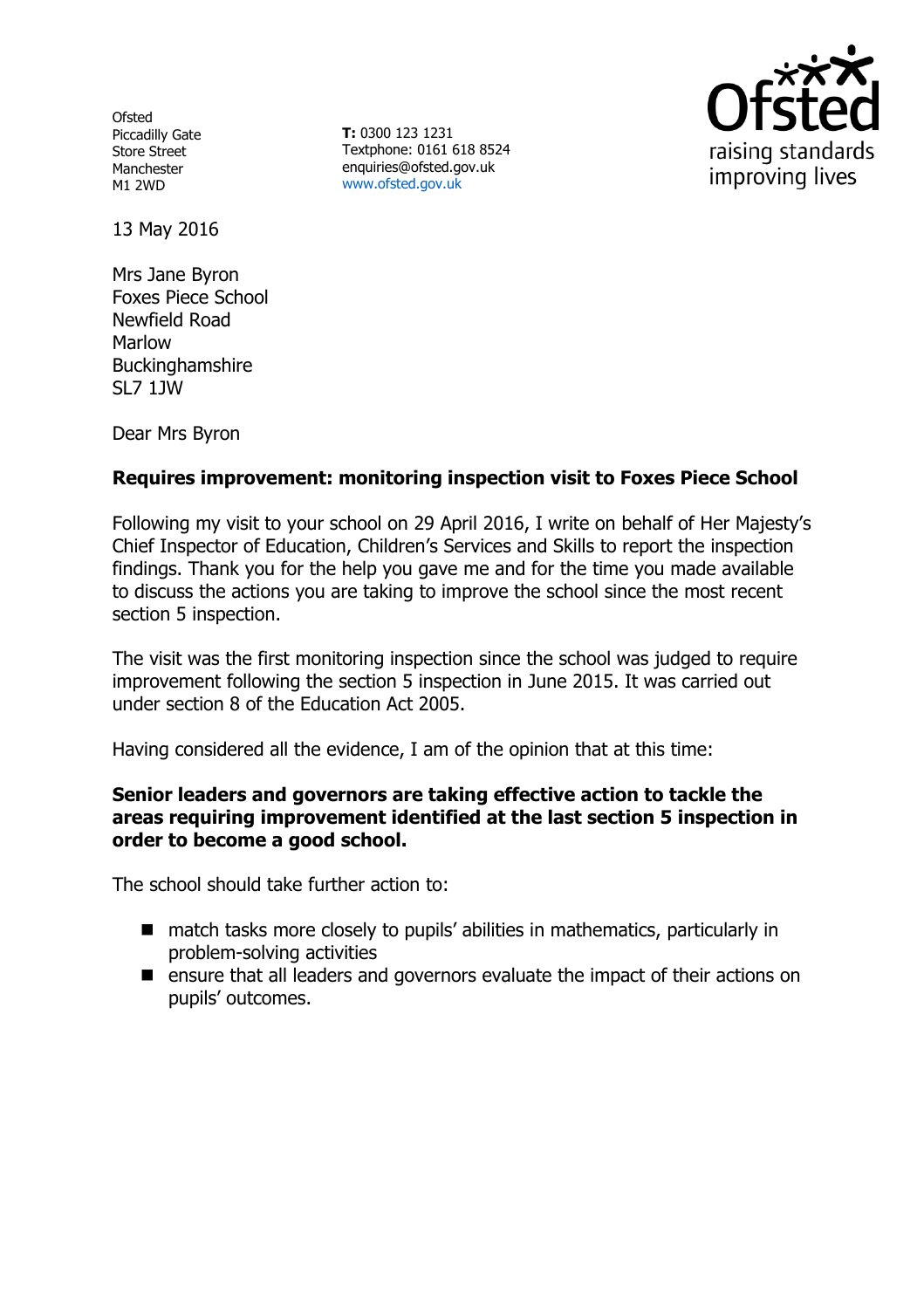Ofsted
Piccadilly Gate
Store Street
Manchester
M1 2WD

**T:** 0300 123 1231
Textphone: 0161 618 8524
enquiries@ofsted.gov.uk
www.ofsted.gov.uk

13 May 2016

Mrs Jane Byron
Foxes Piece School
Newfield Road
Marlow
Buckinghamshire
SL7 1JW

Dear Mrs Byron

**Requires improvement: monitoring inspection visit to Foxes Piece School**

Following my visit to your school on 29 April 2016, I write on behalf of Her Majesty's Chief Inspector of Education, Children's Services and Skills to report the inspection findings. Thank you for the help you gave me and for the time you made available to discuss the actions you are taking to improve the school since the most recent section 5 inspection.

The visit was the first monitoring inspection since the school was judged to require improvement following the section 5 inspection in June 2015. It was carried out under section 8 of the Education Act 2005.

Having considered all the evidence, I am of the opinion that at this time:

**Senior leaders and governors are taking effective action to tackle the areas requiring improvement identified at the last section 5 inspection in order to become a good school.**

The school should take further action to:

- match tasks more closely to pupils' abilities in mathematics, particularly in problem-solving activities
- ensure that all leaders and governors evaluate the impact of their actions on pupils' outcomes.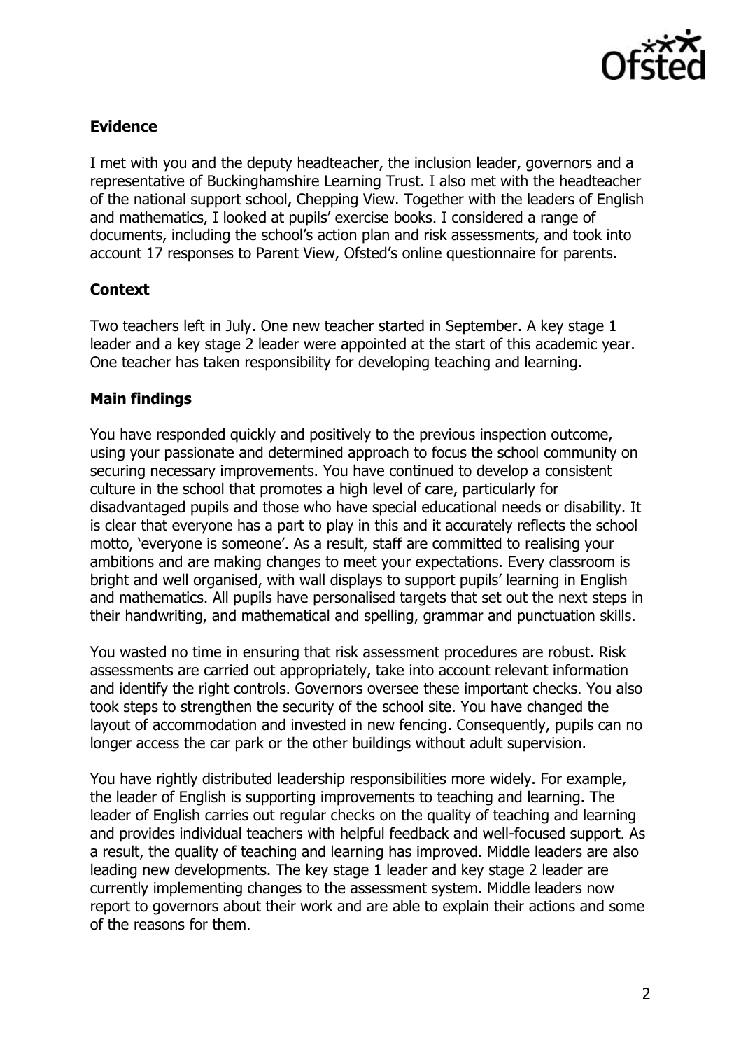### Evidence

I met with you and the deputy headteacher, the inclusion leader, governors and a representative of Buckinghamshire Learning Trust. I also met with the headteacher of the national support school, Chepping View. Together with the leaders of English and mathematics, I looked at pupils' exercise books. I considered a range of documents, including the school's action plan and risk assessments, and took into account 17 responses to Parent View, Ofsted's online questionnaire for parents.

### Context

Two teachers left in July. One new teacher started in September. A key stage 1 leader and a key stage 2 leader were appointed at the start of this academic year. One teacher has taken responsibility for developing teaching and learning.

### Main findings

You have responded quickly and positively to the previous inspection outcome, using your passionate and determined approach to focus the school community on securing necessary improvements. You have continued to develop a consistent culture in the school that promotes a high level of care, particularly for disadvantaged pupils and those who have special educational needs or disability. It is clear that everyone has a part to play in this and it accurately reflects the school motto, 'everyone is someone'. As a result, staff are committed to realising your ambitions and are making changes to meet your expectations. Every classroom is bright and well organised, with wall displays to support pupils' learning in English and mathematics. All pupils have personalised targets that set out the next steps in their handwriting, and mathematical and spelling, grammar and punctuation skills.

You wasted no time in ensuring that risk assessment procedures are robust. Risk assessments are carried out appropriately, take into account relevant information and identify the right controls. Governors oversee these important checks. You also took steps to strengthen the security of the school site. You have changed the layout of accommodation and invested in new fencing. Consequently, pupils can no longer access the car park or the other buildings without adult supervision.

You have rightly distributed leadership responsibilities more widely. For example, the leader of English is supporting improvements to teaching and learning. The leader of English carries out regular checks on the quality of teaching and learning and provides individual teachers with helpful feedback and well-focused support. As a result, the quality of teaching and learning has improved. Middle leaders are also leading new developments. The key stage 1 leader and key stage 2 leader are currently implementing changes to the assessment system. Middle leaders now report to governors about their work and are able to explain their actions and some of the reasons for them.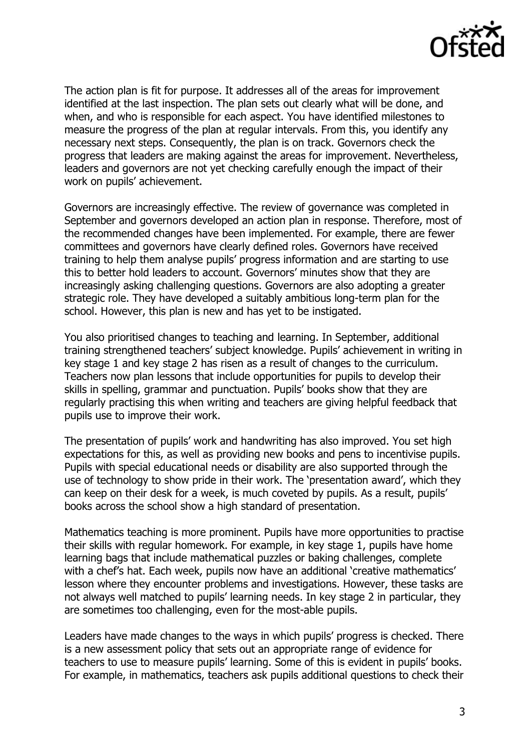The action plan is fit for purpose. It addresses all of the areas for improvement identified at the last inspection. The plan sets out clearly what will be done, and when, and who is responsible for each aspect. You have identified milestones to measure the progress of the plan at regular intervals. From this, you identify any necessary next steps. Consequently, the plan is on track. Governors check the progress that leaders are making against the areas for improvement. Nevertheless, leaders and governors are not yet checking carefully enough the impact of their work on pupils' achievement.

Governors are increasingly effective. The review of governance was completed in September and governors developed an action plan in response. Therefore, most of the recommended changes have been implemented. For example, there are fewer committees and governors have clearly defined roles. Governors have received training to help them analyse pupils' progress information and are starting to use this to better hold leaders to account. Governors' minutes show that they are increasingly asking challenging questions. Governors are also adopting a greater strategic role. They have developed a suitably ambitious long-term plan for the school. However, this plan is new and has yet to be instigated.

You also prioritised changes to teaching and learning. In September, additional training strengthened teachers' subject knowledge. Pupils' achievement in writing in key stage 1 and key stage 2 has risen as a result of changes to the curriculum. Teachers now plan lessons that include opportunities for pupils to develop their skills in spelling, grammar and punctuation. Pupils' books show that they are regularly practising this when writing and teachers are giving helpful feedback that pupils use to improve their work.

The presentation of pupils' work and handwriting has also improved. You set high expectations for this, as well as providing new books and pens to incentivise pupils. Pupils with special educational needs or disability are also supported through the use of technology to show pride in their work. The 'presentation award', which they can keep on their desk for a week, is much coveted by pupils. As a result, pupils' books across the school show a high standard of presentation.

Mathematics teaching is more prominent. Pupils have more opportunities to practise their skills with regular homework. For example, in key stage 1, pupils have home learning bags that include mathematical puzzles or baking challenges, complete with a chef's hat. Each week, pupils now have an additional 'creative mathematics' lesson where they encounter problems and investigations. However, these tasks are not always well matched to pupils' learning needs. In key stage 2 in particular, they are sometimes too challenging, even for the most-able pupils.

Leaders have made changes to the ways in which pupils' progress is checked. There is a new assessment policy that sets out an appropriate range of evidence for teachers to use to measure pupils' learning. Some of this is evident in pupils' books. For example, in mathematics, teachers ask pupils additional questions to check their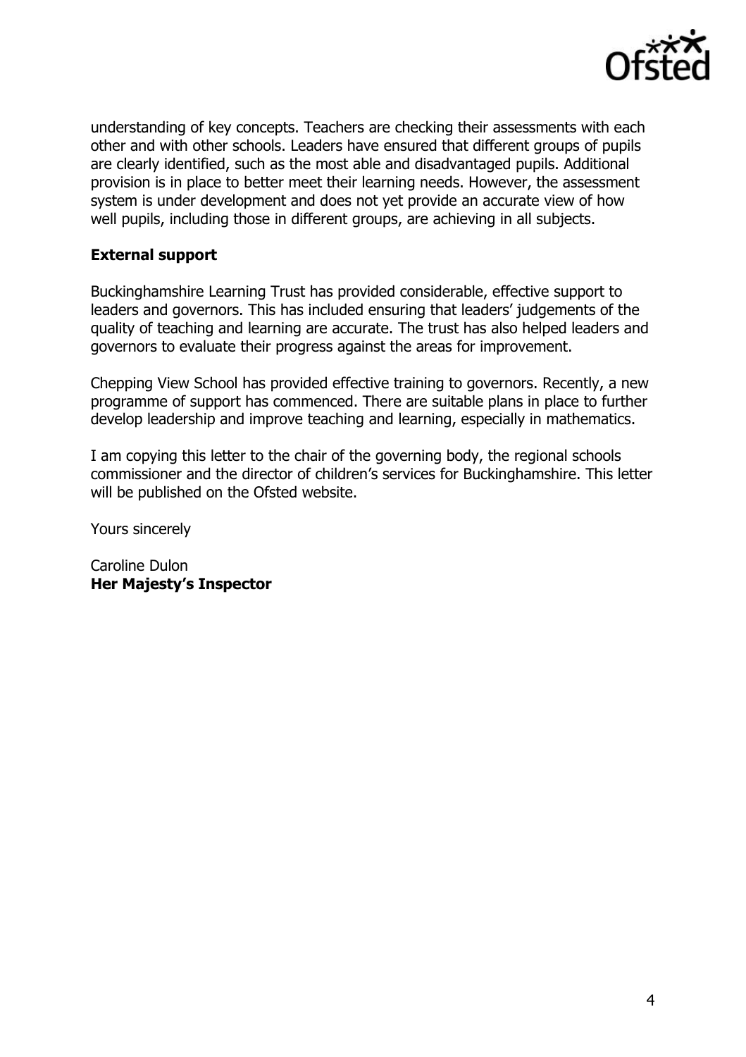understanding of key concepts. Teachers are checking their assessments with each other and with other schools. Leaders have ensured that different groups of pupils are clearly identified, such as the most able and disadvantaged pupils. Additional provision is in place to better meet their learning needs. However, the assessment system is under development and does not yet provide an accurate view of how well pupils, including those in different groups, are achieving in all subjects.

**External support**

Buckinghamshire Learning Trust has provided considerable, effective support to leaders and governors. This has included ensuring that leaders' judgements of the quality of teaching and learning are accurate. The trust has also helped leaders and governors to evaluate their progress against the areas for improvement.

Chepping View School has provided effective training to governors. Recently, a new programme of support has commenced. There are suitable plans in place to further develop leadership and improve teaching and learning, especially in mathematics.

I am copying this letter to the chair of the governing body, the regional schools commissioner and the director of children's services for Buckinghamshire. This letter will be published on the Ofsted website.

Yours sincerely

Caroline Dulon
**Her Majesty's Inspector**